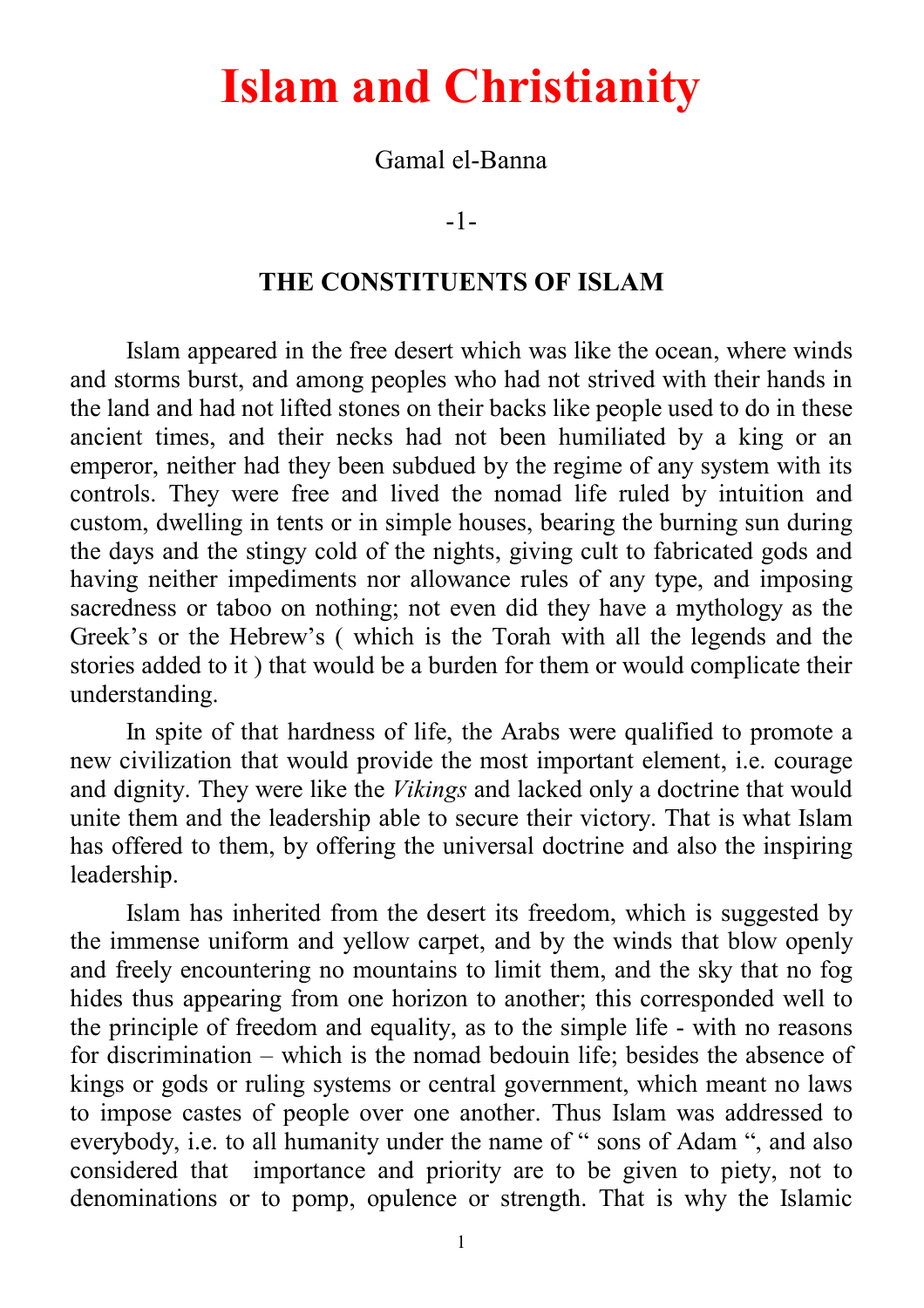# Islam and Christianity

Gamal el-Banna

-1-

## THE CONSTITUENTS OF ISLAM

Islam appeared in the free desert which was like the ocean, where winds and storms burst, and among peoples who had not strived with their hands in the land and had not lifted stones on their backs like people used to do in these ancient times, and their necks had not been humiliated by a king or an emperor, neither had they been subdued by the regime of any system with its controls. They were free and lived the nomad life ruled by intuition and custom, dwelling in tents or in simple houses, bearing the burning sun during the days and the stingy cold of the nights, giving cult to fabricated gods and having neither impediments nor allowance rules of any type, and imposing sacredness or taboo on nothing; not even did they have a mythology as the Greek's or the Hebrew's ( which is the Torah with all the legends and the stories added to it ) that would be a burden for them or would complicate their understanding.

In spite of that hardness of life, the Arabs were qualified to promote a new civilization that would provide the most important element, i.e. courage and dignity. They were like the *Vikings* and lacked only a doctrine that would unite them and the leadership able to secure their victory. That is what Islam has offered to them, by offering the universal doctrine and also the inspiring leadership.

Islam has inherited from the desert its freedom, which is suggested by the immense uniform and yellow carpet, and by the winds that blow openly and freely encountering no mountains to limit them, and the sky that no fog hides thus appearing from one horizon to another; this corresponded well to the principle of freedom and equality, as to the simple life - with no reasons for discrimination – which is the nomad bedouin life; besides the absence of kings or gods or ruling systems or central government, which meant no laws to impose castes of people over one another. Thus Islam was addressed to everybody, i.e. to all humanity under the name of " sons of Adam ", and also considered that importance and priority are to be given to piety, not to denominations or to pomp, opulence or strength. That is why the Islamic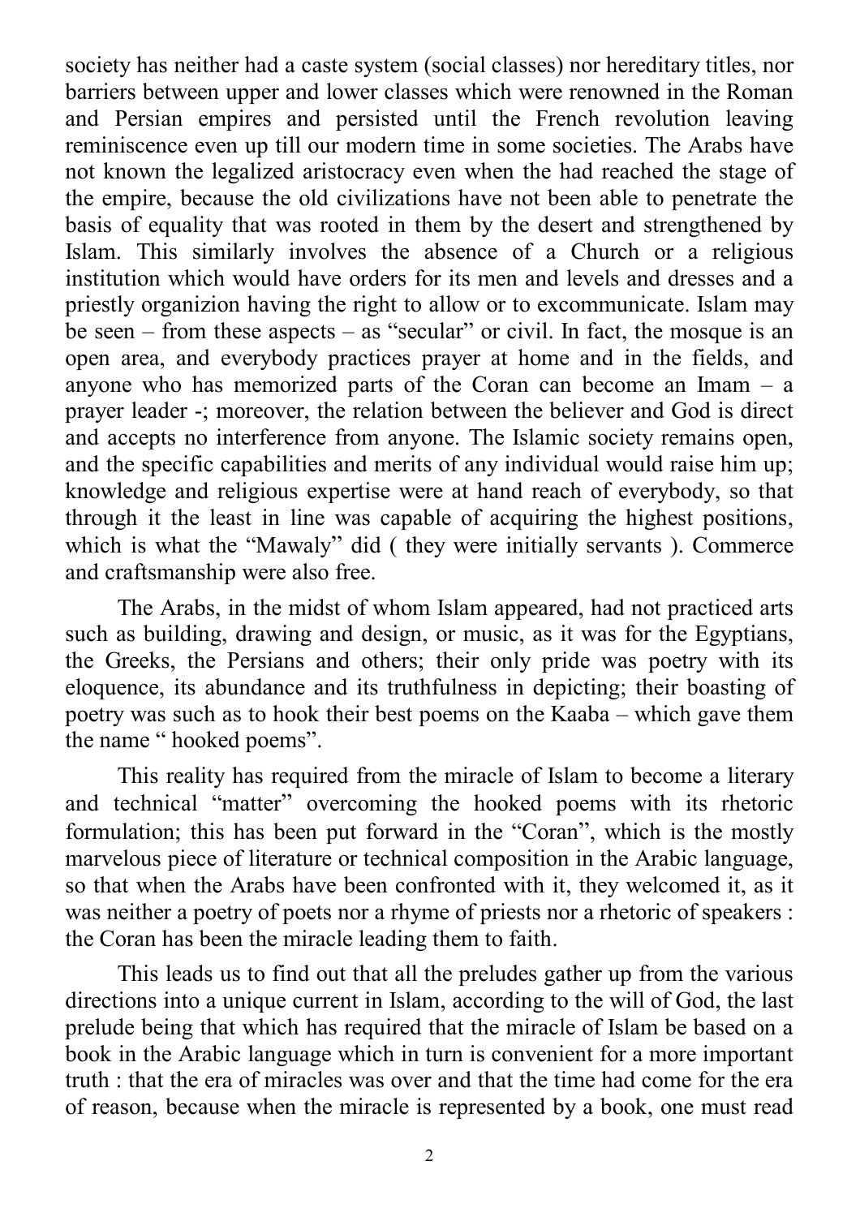society has neither had a caste system (social classes) nor hereditary titles, nor barriers between upper and lower classes which were renowned in the Roman and Persian empires and persisted until the French revolution leaving reminiscence even up till our modern time in some societies. The Arabs have not known the legalized aristocracy even when the had reached the stage of the empire, because the old civilizations have not been able to penetrate the basis of equality that was rooted in them by the desert and strengthened by Islam. This similarly involves the absence of a Church or a religious institution which would have orders for its men and levels and dresses and a priestly organizion having the right to allow or to excommunicate. Islam may be seen – from these aspects – as "secular" or civil. In fact, the mosque is an open area, and everybody practices prayer at home and in the fields, and anyone who has memorized parts of the Coran can become an Imam – a prayer leader -; moreover, the relation between the believer and God is direct and accepts no interference from anyone. The Islamic society remains open, and the specific capabilities and merits of any individual would raise him up; knowledge and religious expertise were at hand reach of everybody, so that through it the least in line was capable of acquiring the highest positions, which is what the "Mawaly" did ( they were initially servants ). Commerce and craftsmanship were also free.

The Arabs, in the midst of whom Islam appeared, had not practiced arts such as building, drawing and design, or music, as it was for the Egyptians, the Greeks, the Persians and others; their only pride was poetry with its eloquence, its abundance and its truthfulness in depicting; their boasting of poetry was such as to hook their best poems on the Kaaba – which gave them the name " hooked poems".

This reality has required from the miracle of Islam to become a literary and technical "matter" overcoming the hooked poems with its rhetoric formulation; this has been put forward in the "Coran", which is the mostly marvelous piece of literature or technical composition in the Arabic language, so that when the Arabs have been confronted with it, they welcomed it, as it was neither a poetry of poets nor a rhyme of priests nor a rhetoric of speakers : the Coran has been the miracle leading them to faith.

This leads us to find out that all the preludes gather up from the various directions into a unique current in Islam, according to the will of God, the last prelude being that which has required that the miracle of Islam be based on a book in the Arabic language which in turn is convenient for a more important truth : that the era of miracles was over and that the time had come for the era of reason, because when the miracle is represented by a book, one must read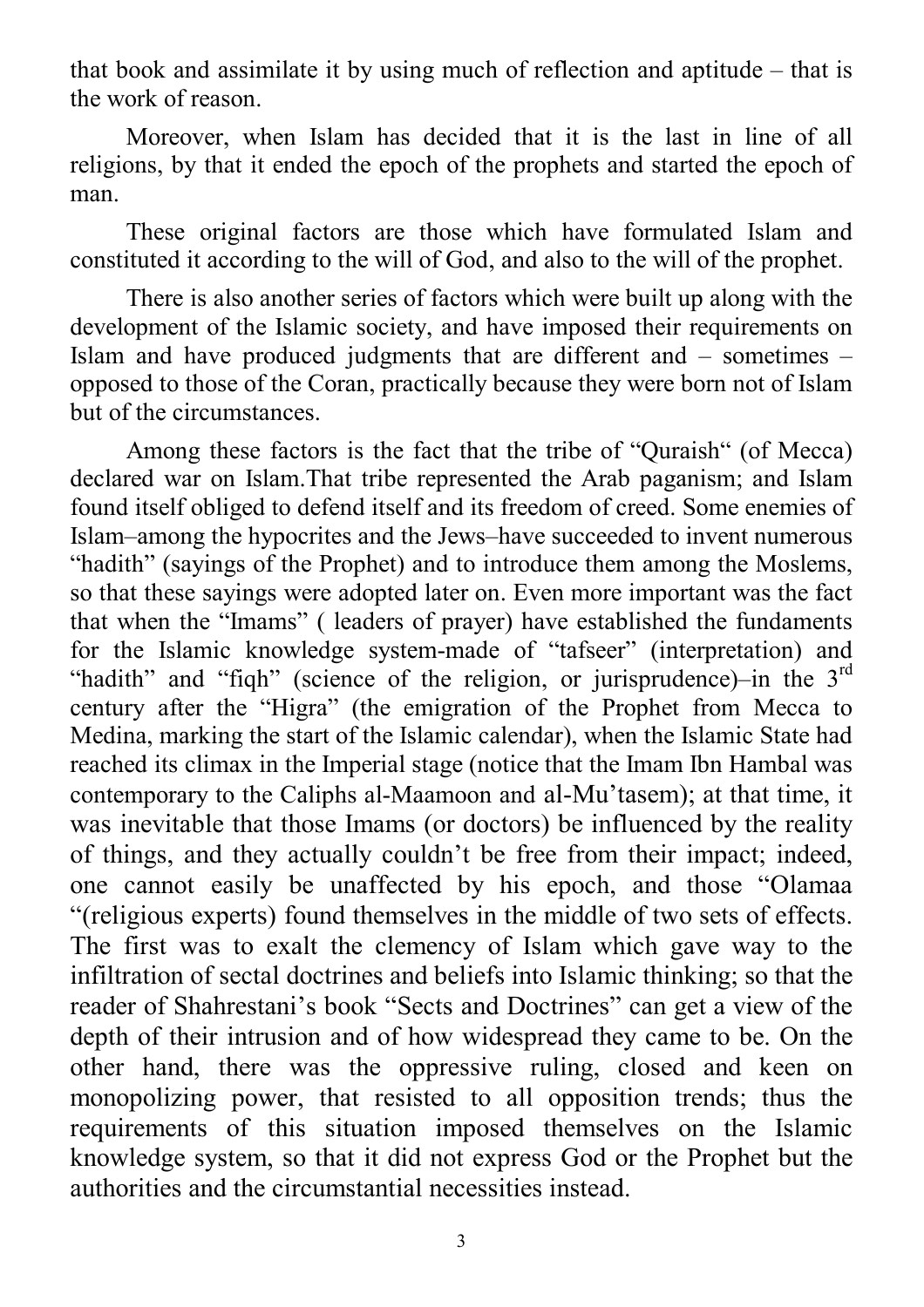that book and assimilate it by using much of reflection and aptitude – that is the work of reason.

Moreover, when Islam has decided that it is the last in line of all religions, by that it ended the epoch of the prophets and started the epoch of man.

These original factors are those which have formulated Islam and constituted it according to the will of God, and also to the will of the prophet.

There is also another series of factors which were built up along with the development of the Islamic society, and have imposed their requirements on Islam and have produced judgments that are different and – sometimes – opposed to those of the Coran, practically because they were born not of Islam but of the circumstances.

Among these factors is the fact that the tribe of "Quraish" (of Mecca) declared war on Islam.That tribe represented the Arab paganism; and Islam found itself obliged to defend itself and its freedom of creed. Some enemies of Islam–among the hypocrites and the Jews–have succeeded to invent numerous "hadith" (sayings of the Prophet) and to introduce them among the Moslems, so that these sayings were adopted later on. Even more important was the fact that when the "Imams" ( leaders of prayer) have established the fundaments for the Islamic knowledge system-made of "tafseer" (interpretation) and "hadith" and "fiqh" (science of the religion, or jurisprudence)–in the 3rd century after the "Higra" (the emigration of the Prophet from Mecca to Medina, marking the start of the Islamic calendar), when the Islamic State had reached its climax in the Imperial stage (notice that the Imam Ibn Hambal was contemporary to the Caliphs al-Maamoon and al-Mu'tasem); at that time, it was inevitable that those Imams (or doctors) be influenced by the reality of things, and they actually couldn't be free from their impact; indeed, one cannot easily be unaffected by his epoch, and those "Olamaa "(religious experts) found themselves in the middle of two sets of effects. The first was to exalt the clemency of Islam which gave way to the infiltration of sectal doctrines and beliefs into Islamic thinking; so that the reader of Shahrestani's book "Sects and Doctrines" can get a view of the depth of their intrusion and of how widespread they came to be. On the other hand, there was the oppressive ruling, closed and keen on monopolizing power, that resisted to all opposition trends; thus the requirements of this situation imposed themselves on the Islamic knowledge system, so that it did not express God or the Prophet but the authorities and the circumstantial necessities instead.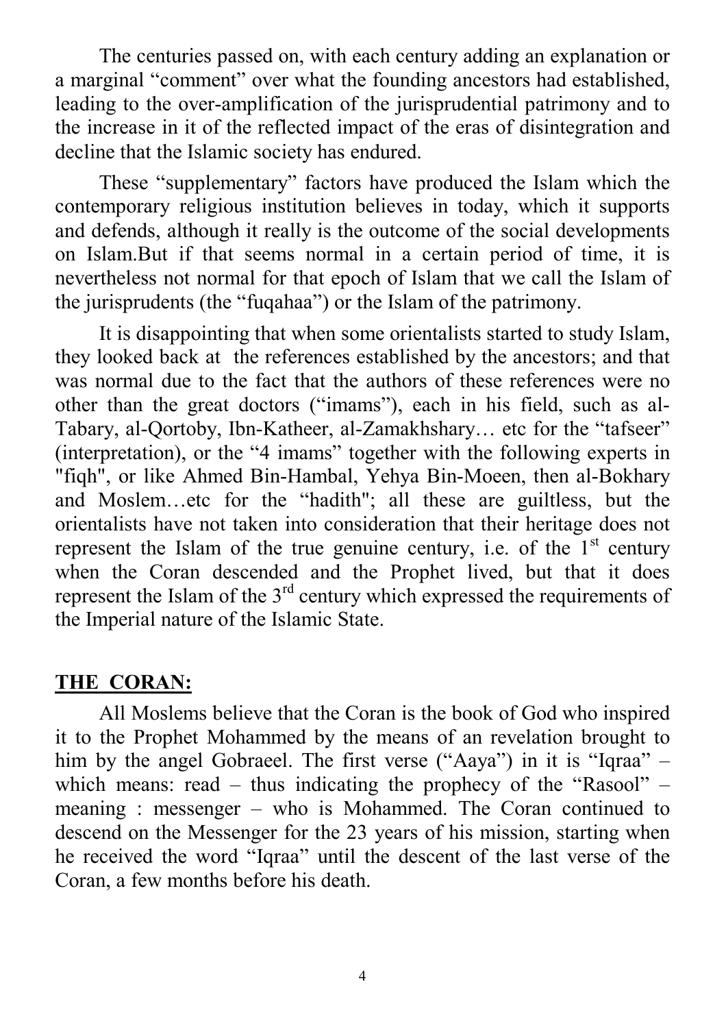The centuries passed on, with each century adding an explanation or a marginal "comment" over what the founding ancestors had established, leading to the over-amplification of the jurisprudential patrimony and to the increase in it of the reflected impact of the eras of disintegration and decline that the Islamic society has endured.

These "supplementary" factors have produced the Islam which the contemporary religious institution believes in today, which it supports and defends, although it really is the outcome of the social developments on Islam.But if that seems normal in a certain period of time, it is nevertheless not normal for that epoch of Islam that we call the Islam of the jurisprudents (the "fuqahaa") or the Islam of the patrimony.

It is disappointing that when some orientalists started to study Islam, they looked back at the references established by the ancestors; and that was normal due to the fact that the authors of these references were no other than the great doctors ("imams"), each in his field, such as al-Tabary, al-Qortoby, Ibn-Katheer, al-Zamakhshary… etc for the "tafseer" (interpretation), or the "4 imams" together with the following experts in "fiqh", or like Ahmed Bin-Hambal, Yehya Bin-Moeen, then al-Bokhary and Moslem…etc for the "hadith"; all these are guiltless, but the orientalists have not taken into consideration that their heritage does not represent the Islam of the true genuine century, i.e. of the 1st century when the Coran descended and the Prophet lived, but that it does represent the Islam of the 3rd century which expressed the requirements of the Imperial nature of the Islamic State.

## **THE CORAN:**

All Moslems believe that the Coran is the book of God who inspired it to the Prophet Mohammed by the means of an revelation brought to him by the angel Gobraeel. The first verse ("Aaya") in it is "Iqraa" – which means: read – thus indicating the prophecy of the "Rasool" – meaning : messenger – who is Mohammed. The Coran continued to descend on the Messenger for the 23 years of his mission, starting when he received the word "Iqraa" until the descent of the last verse of the Coran, a few months before his death.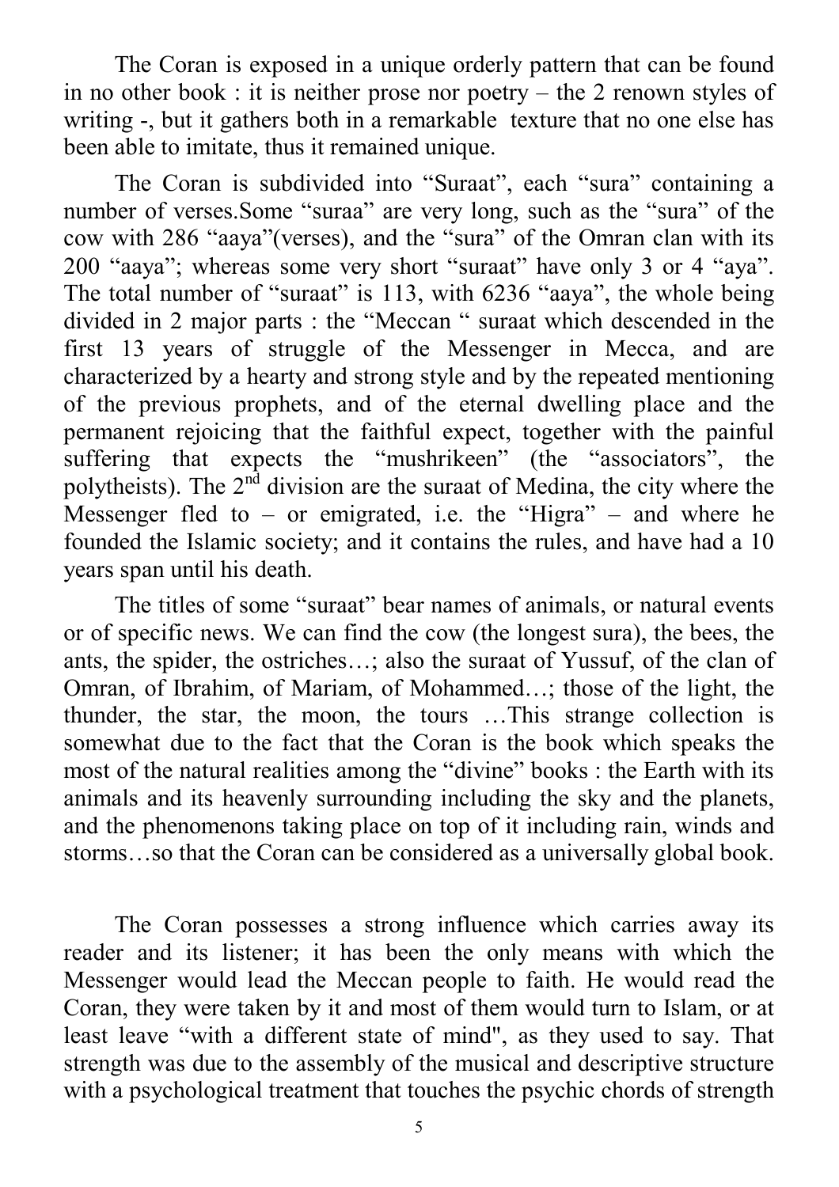The Coran is exposed in a unique orderly pattern that can be found in no other book : it is neither prose nor poetry – the 2 renown styles of writing -, but it gathers both in a remarkable texture that no one else has been able to imitate, thus it remained unique.

The Coran is subdivided into "Suraat", each "sura" containing a number of verses.Some "suraa" are very long, such as the "sura" of the cow with 286 "aaya"(verses), and the "sura" of the Omran clan with its 200 "aaya"; whereas some very short "suraat" have only 3 or 4 "aya". The total number of "suraat" is 113, with 6236 "aaya", the whole being divided in 2 major parts : the "Meccan " suraat which descended in the first 13 years of struggle of the Messenger in Mecca, and are characterized by a hearty and strong style and by the repeated mentioning of the previous prophets, and of the eternal dwelling place and the permanent rejoicing that the faithful expect, together with the painful suffering that expects the "mushrikeen" (the "associators", the polytheists). The 2nd division are the suraat of Medina, the city where the Messenger fled to – or emigrated, i.e. the "Higra" – and where he founded the Islamic society; and it contains the rules, and have had a 10 years span until his death.

The titles of some "suraat" bear names of animals, or natural events or of specific news. We can find the cow (the longest sura), the bees, the ants, the spider, the ostriches…; also the suraat of Yussuf, of the clan of Omran, of Ibrahim, of Mariam, of Mohammed…; those of the light, the thunder, the star, the moon, the tours …This strange collection is somewhat due to the fact that the Coran is the book which speaks the most of the natural realities among the "divine" books : the Earth with its animals and its heavenly surrounding including the sky and the planets, and the phenomenons taking place on top of it including rain, winds and storms…so that the Coran can be considered as a universally global book.

The Coran possesses a strong influence which carries away its reader and its listener; it has been the only means with which the Messenger would lead the Meccan people to faith. He would read the Coran, they were taken by it and most of them would turn to Islam, or at least leave "with a different state of mind", as they used to say. That strength was due to the assembly of the musical and descriptive structure with a psychological treatment that touches the psychic chords of strength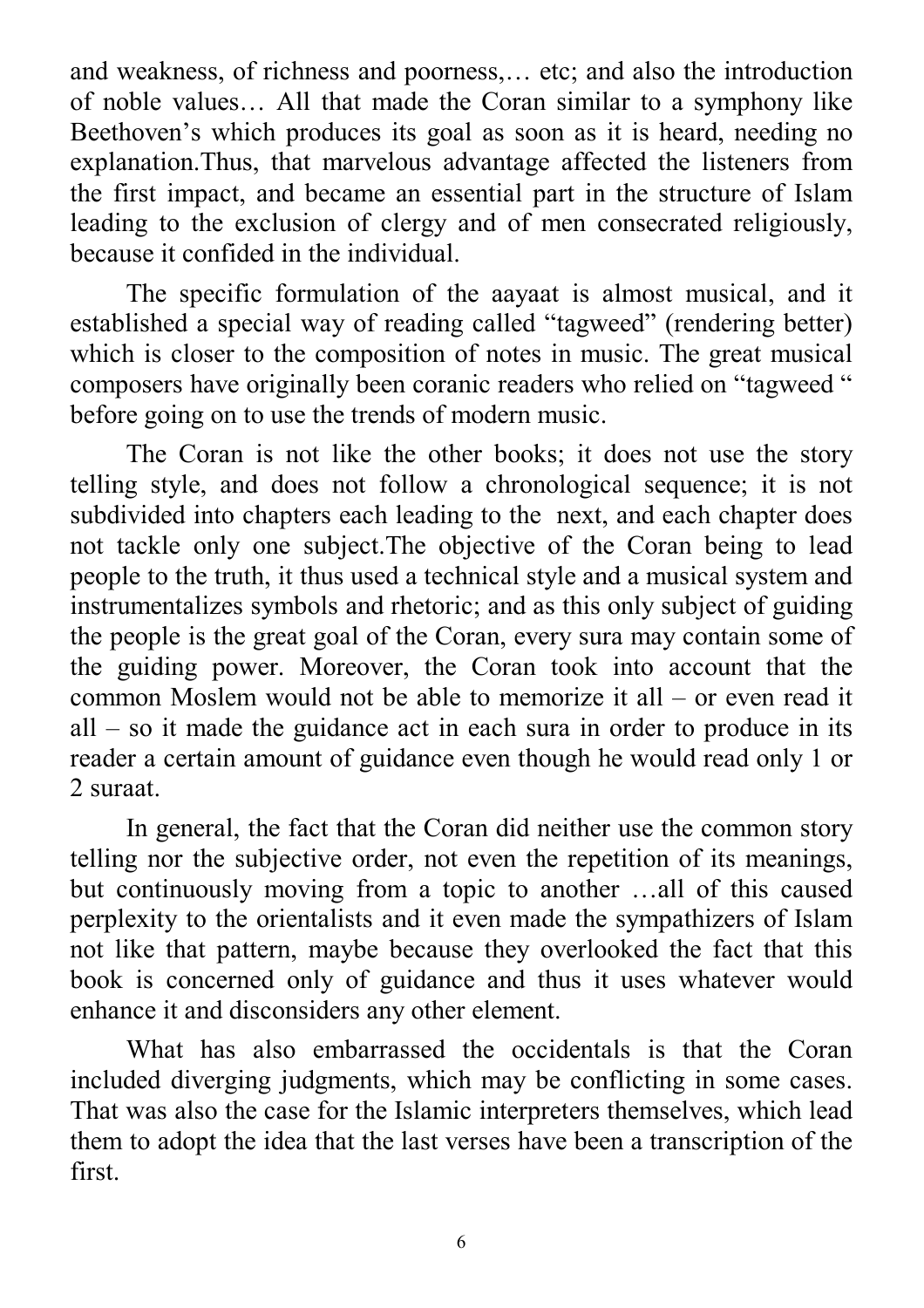and weakness, of richness and poorness,… etc; and also the introduction of noble values… All that made the Coran similar to a symphony like Beethoven's which produces its goal as soon as it is heard, needing no explanation.Thus, that marvelous advantage affected the listeners from the first impact, and became an essential part in the structure of Islam leading to the exclusion of clergy and of men consecrated religiously, because it confided in the individual.

The specific formulation of the aayaat is almost musical, and it established a special way of reading called "tagweed" (rendering better) which is closer to the composition of notes in music. The great musical composers have originally been coranic readers who relied on "tagweed " before going on to use the trends of modern music.

The Coran is not like the other books; it does not use the story telling style, and does not follow a chronological sequence; it is not subdivided into chapters each leading to the next, and each chapter does not tackle only one subject.The objective of the Coran being to lead people to the truth, it thus used a technical style and a musical system and instrumentalizes symbols and rhetoric; and as this only subject of guiding the people is the great goal of the Coran, every sura may contain some of the guiding power. Moreover, the Coran took into account that the common Moslem would not be able to memorize it all – or even read it all – so it made the guidance act in each sura in order to produce in its reader a certain amount of guidance even though he would read only 1 or 2 suraat.

In general, the fact that the Coran did neither use the common story telling nor the subjective order, not even the repetition of its meanings, but continuously moving from a topic to another …all of this caused perplexity to the orientalists and it even made the sympathizers of Islam not like that pattern, maybe because they overlooked the fact that this book is concerned only of guidance and thus it uses whatever would enhance it and disconsiders any other element.

What has also embarrassed the occidentals is that the Coran included diverging judgments, which may be conflicting in some cases. That was also the case for the Islamic interpreters themselves, which lead them to adopt the idea that the last verses have been a transcription of the first.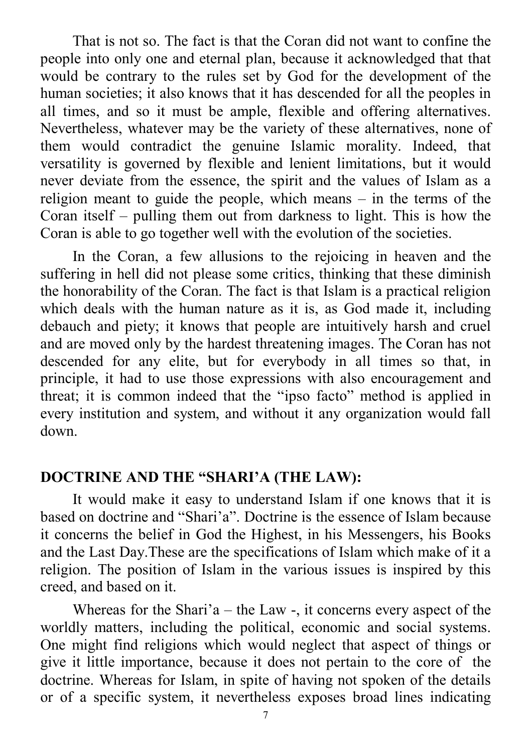That is not so. The fact is that the Coran did not want to confine the people into only one and eternal plan, because it acknowledged that that would be contrary to the rules set by God for the development of the human societies; it also knows that it has descended for all the peoples in all times, and so it must be ample, flexible and offering alternatives. Nevertheless, whatever may be the variety of these alternatives, none of them would contradict the genuine Islamic morality. Indeed, that versatility is governed by flexible and lenient limitations, but it would never deviate from the essence, the spirit and the values of Islam as a religion meant to guide the people, which means – in the terms of the Coran itself – pulling them out from darkness to light. This is how the Coran is able to go together well with the evolution of the societies.

In the Coran, a few allusions to the rejoicing in heaven and the suffering in hell did not please some critics, thinking that these diminish the honorability of the Coran. The fact is that Islam is a practical religion which deals with the human nature as it is, as God made it, including debauch and piety; it knows that people are intuitively harsh and cruel and are moved only by the hardest threatening images. The Coran has not descended for any elite, but for everybody in all times so that, in principle, it had to use those expressions with also encouragement and threat; it is common indeed that the "ipso facto" method is applied in every institution and system, and without it any organization would fall down.

## DOCTRINE AND THE "SHARI'A (THE LAW):

It would make it easy to understand Islam if one knows that it is based on doctrine and "Shari'a". Doctrine is the essence of Islam because it concerns the belief in God the Highest, in his Messengers, his Books and the Last Day.These are the specifications of Islam which make of it a religion. The position of Islam in the various issues is inspired by this creed, and based on it.

Whereas for the Shari'a – the Law -, it concerns every aspect of the worldly matters, including the political, economic and social systems. One might find religions which would neglect that aspect of things or give it little importance, because it does not pertain to the core of the doctrine. Whereas for Islam, in spite of having not spoken of the details or of a specific system, it nevertheless exposes broad lines indicating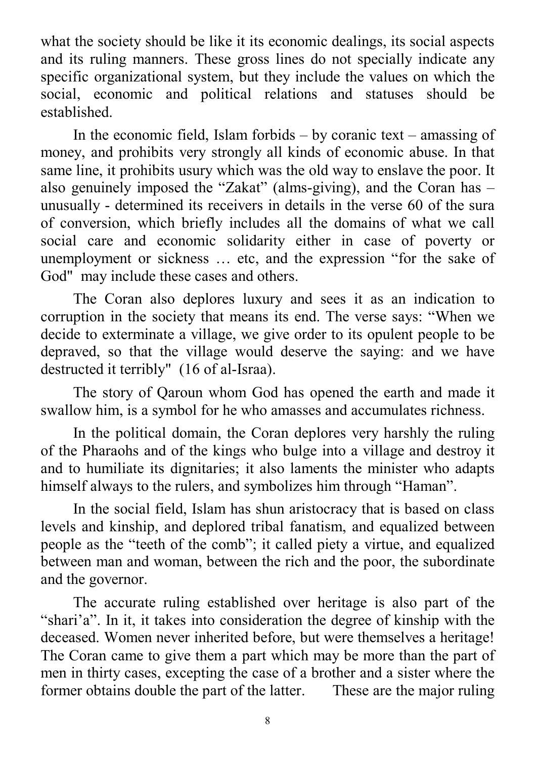what the society should be like it its economic dealings, its social aspects and its ruling manners. These gross lines do not specially indicate any specific organizational system, but they include the values on which the social, economic and political relations and statuses should be established.

In the economic field, Islam forbids – by coranic text – amassing of money, and prohibits very strongly all kinds of economic abuse. In that same line, it prohibits usury which was the old way to enslave the poor. It also genuinely imposed the "Zakat" (alms-giving), and the Coran has – unusually - determined its receivers in details in the verse 60 of the sura of conversion, which briefly includes all the domains of what we call social care and economic solidarity either in case of poverty or unemployment or sickness … etc, and the expression "for the sake of God" may include these cases and others.

The Coran also deplores luxury and sees it as an indication to corruption in the society that means its end. The verse says: "When we decide to exterminate a village, we give order to its opulent people to be depraved, so that the village would deserve the saying: and we have destructed it terribly" (16 of al-Israa).

The story of Qaroun whom God has opened the earth and made it swallow him, is a symbol for he who amasses and accumulates richness.

In the political domain, the Coran deplores very harshly the ruling of the Pharaohs and of the kings who bulge into a village and destroy it and to humiliate its dignitaries; it also laments the minister who adapts himself always to the rulers, and symbolizes him through "Haman".

In the social field, Islam has shun aristocracy that is based on class levels and kinship, and deplored tribal fanatism, and equalized between people as the "teeth of the comb"; it called piety a virtue, and equalized between man and woman, between the rich and the poor, the subordinate and the governor.

The accurate ruling established over heritage is also part of the "shari'a". In it, it takes into consideration the degree of kinship with the deceased. Women never inherited before, but were themselves a heritage! The Coran came to give them a part which may be more than the part of men in thirty cases, excepting the case of a brother and a sister where the former obtains double the part of the latter. These are the major ruling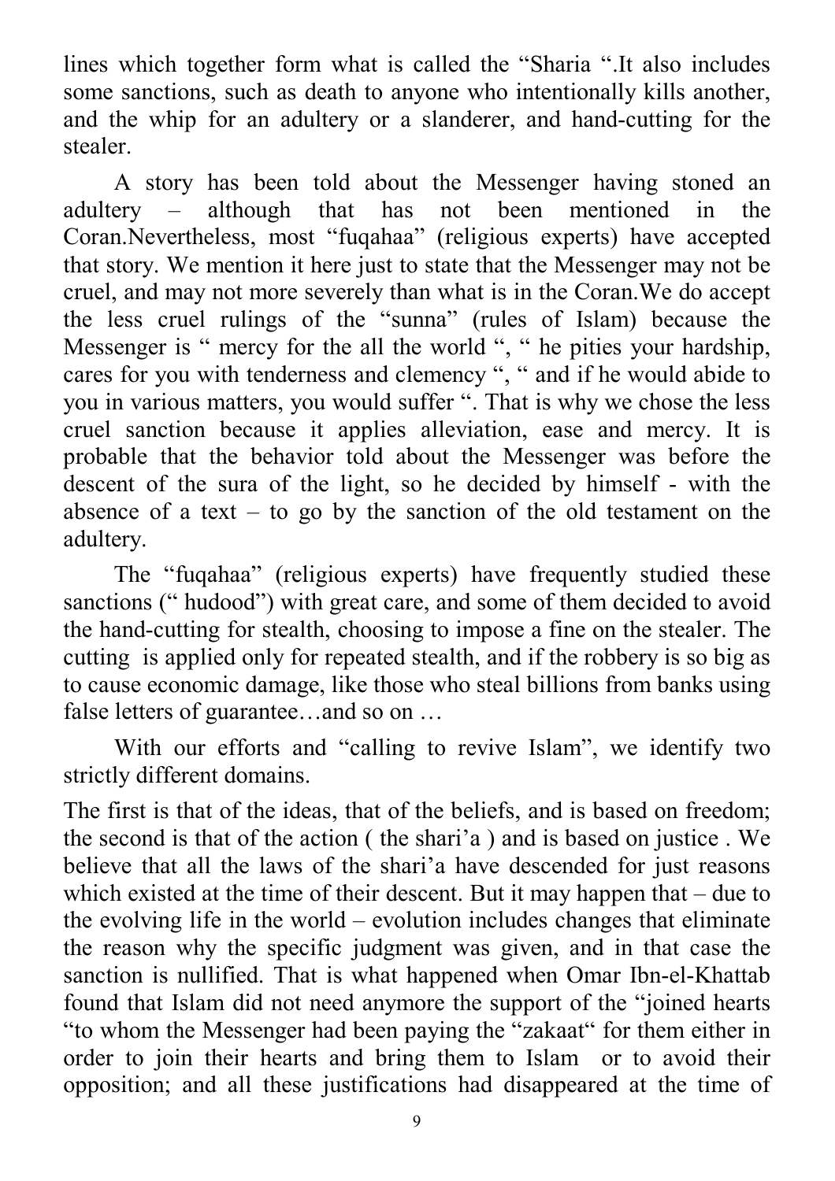lines which together form what is called the "Sharia ".It also includes some sanctions, such as death to anyone who intentionally kills another, and the whip for an adultery or a slanderer, and hand-cutting for the stealer.

A story has been told about the Messenger having stoned an adultery – although that has not been mentioned in the Coran.Nevertheless, most "fuqahaa" (religious experts) have accepted that story. We mention it here just to state that the Messenger may not be cruel, and may not more severely than what is in the Coran.We do accept the less cruel rulings of the "sunna" (rules of Islam) because the Messenger is " mercy for the all the world ", " he pities your hardship, cares for you with tenderness and clemency ", " and if he would abide to you in various matters, you would suffer ". That is why we chose the less cruel sanction because it applies alleviation, ease and mercy. It is probable that the behavior told about the Messenger was before the descent of the sura of the light, so he decided by himself - with the absence of a text – to go by the sanction of the old testament on the adultery.

The "fuqahaa" (religious experts) have frequently studied these sanctions (" hudood") with great care, and some of them decided to avoid the hand-cutting for stealth, choosing to impose a fine on the stealer. The cutting is applied only for repeated stealth, and if the robbery is so big as to cause economic damage, like those who steal billions from banks using false letters of guarantee…and so on …

With our efforts and "calling to revive Islam", we identify two strictly different domains.

The first is that of the ideas, that of the beliefs, and is based on freedom; the second is that of the action ( the shari'a ) and is based on justice . We believe that all the laws of the shari'a have descended for just reasons which existed at the time of their descent. But it may happen that – due to the evolving life in the world – evolution includes changes that eliminate the reason why the specific judgment was given, and in that case the sanction is nullified. That is what happened when Omar Ibn-el-Khattab found that Islam did not need anymore the support of the "joined hearts "to whom the Messenger had been paying the "zakaat" for them either in order to join their hearts and bring them to Islam or to avoid their opposition; and all these justifications had disappeared at the time of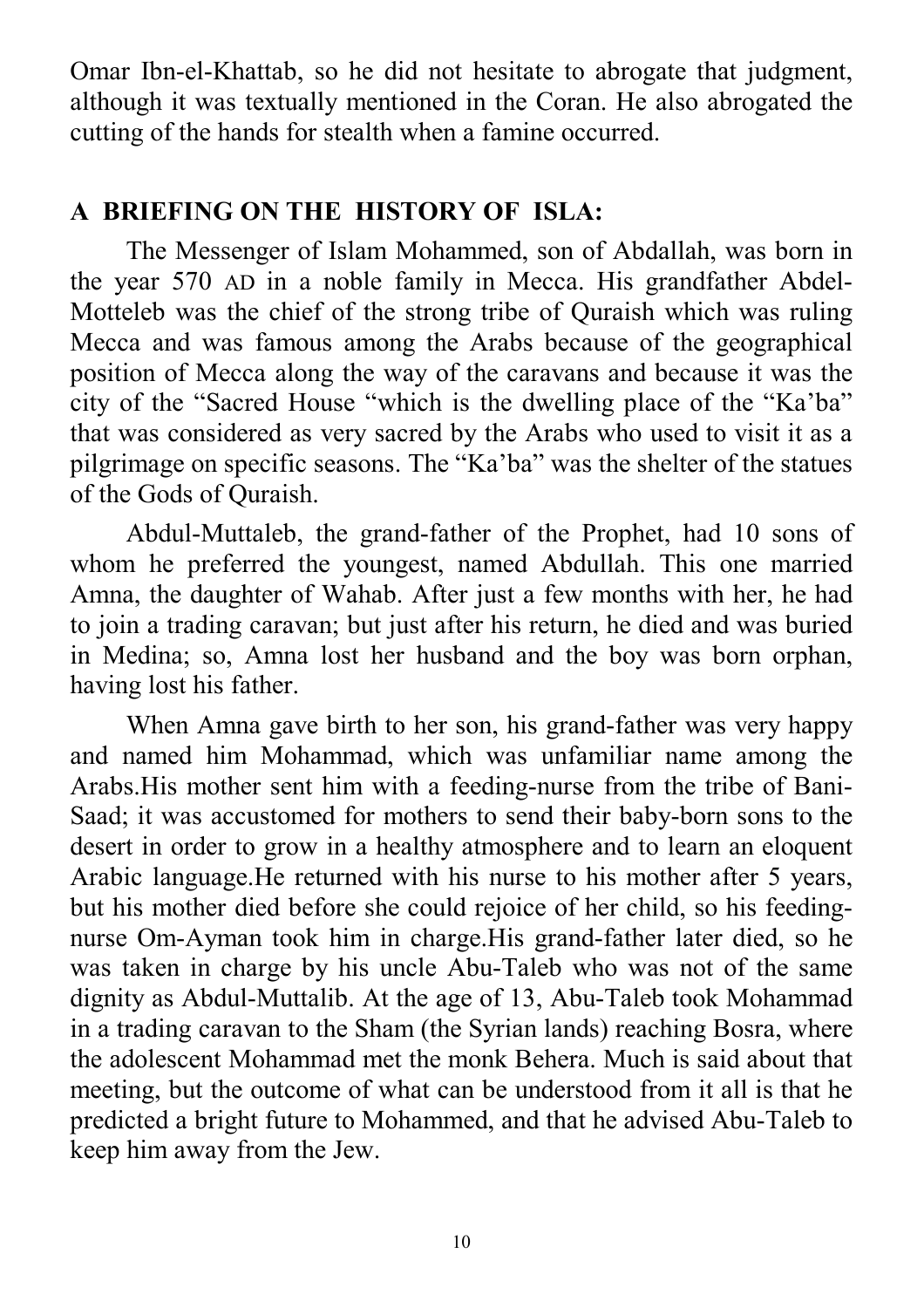Omar Ibn-el-Khattab, so he did not hesitate to abrogate that judgment, although it was textually mentioned in the Coran. He also abrogated the cutting of the hands for stealth when a famine occurred.

## A BRIEFING ON THE HISTORY OF ISLA:

The Messenger of Islam Mohammed, son of Abdallah, was born in the year 570 AD in a noble family in Mecca. His grandfather Abdel-Motteleb was the chief of the strong tribe of Quraish which was ruling Mecca and was famous among the Arabs because of the geographical position of Mecca along the way of the caravans and because it was the city of the "Sacred House "which is the dwelling place of the "Ka'ba" that was considered as very sacred by the Arabs who used to visit it as a pilgrimage on specific seasons. The "Ka'ba" was the shelter of the statues of the Gods of Quraish.

Abdul-Muttaleb, the grand-father of the Prophet, had 10 sons of whom he preferred the youngest, named Abdullah. This one married Amna, the daughter of Wahab. After just a few months with her, he had to join a trading caravan; but just after his return, he died and was buried in Medina; so, Amna lost her husband and the boy was born orphan, having lost his father.

When Amna gave birth to her son, his grand-father was very happy and named him Mohammad, which was unfamiliar name among the Arabs.His mother sent him with a feeding-nurse from the tribe of Bani-Saad; it was accustomed for mothers to send their baby-born sons to the desert in order to grow in a healthy atmosphere and to learn an eloquent Arabic language.He returned with his nurse to his mother after 5 years, but his mother died before she could rejoice of her child, so his feeding-nurse Om-Ayman took him in charge.His grand-father later died, so he was taken in charge by his uncle Abu-Taleb who was not of the same dignity as Abdul-Muttalib. At the age of 13, Abu-Taleb took Mohammad in a trading caravan to the Sham (the Syrian lands) reaching Bosra, where the adolescent Mohammad met the monk Behera. Much is said about that meeting, but the outcome of what can be understood from it all is that he predicted a bright future to Mohammed, and that he advised Abu-Taleb to keep him away from the Jew.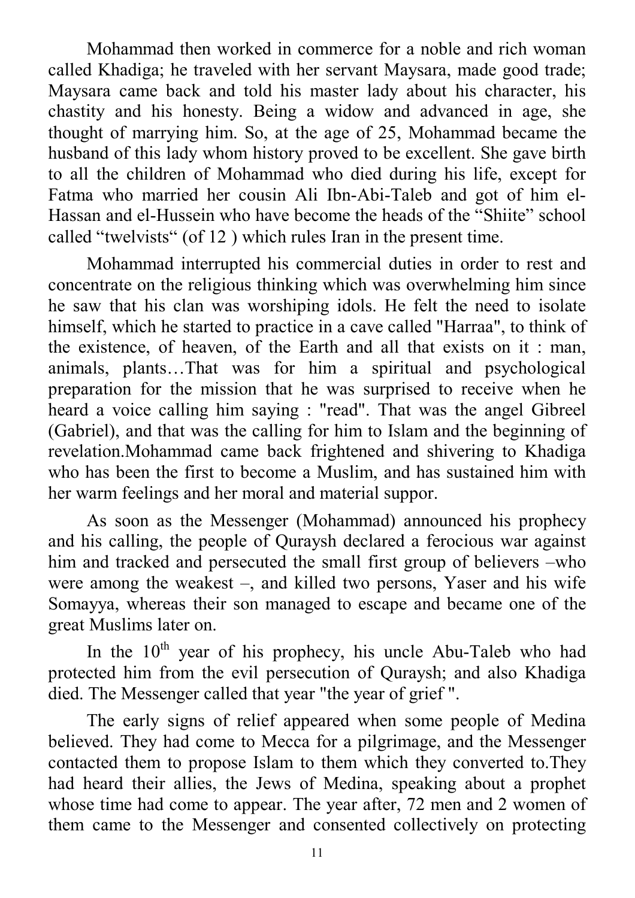Mohammad then worked in commerce for a noble and rich woman called Khadiga; he traveled with her servant Maysara, made good trade; Maysara came back and told his master lady about his character, his chastity and his honesty. Being a widow and advanced in age, she thought of marrying him. So, at the age of 25, Mohammad became the husband of this lady whom history proved to be excellent. She gave birth to all the children of Mohammad who died during his life, except for Fatma who married her cousin Ali Ibn-Abi-Taleb and got of him el-Hassan and el-Hussein who have become the heads of the "Shiite" school called "twelvists" (of 12 ) which rules Iran in the present time.

Mohammad interrupted his commercial duties in order to rest and concentrate on the religious thinking which was overwhelming him since he saw that his clan was worshiping idols. He felt the need to isolate himself, which he started to practice in a cave called "Harraa", to think of the existence, of heaven, of the Earth and all that exists on it : man, animals, plants…That was for him a spiritual and psychological preparation for the mission that he was surprised to receive when he heard a voice calling him saying : "read". That was the angel Gibreel (Gabriel), and that was the calling for him to Islam and the beginning of revelation.Mohammad came back frightened and shivering to Khadiga who has been the first to become a Muslim, and has sustained him with her warm feelings and her moral and material suppor.

As soon as the Messenger (Mohammad) announced his prophecy and his calling, the people of Quraysh declared a ferocious war against him and tracked and persecuted the small first group of believers –who were among the weakest –, and killed two persons, Yaser and his wife Somayya, whereas their son managed to escape and became one of the great Muslims later on.

In the 10th year of his prophecy, his uncle Abu-Taleb who had protected him from the evil persecution of Quraysh; and also Khadiga died. The Messenger called that year "the year of grief ".

The early signs of relief appeared when some people of Medina believed. They had come to Mecca for a pilgrimage, and the Messenger contacted them to propose Islam to them which they converted to.They had heard their allies, the Jews of Medina, speaking about a prophet whose time had come to appear. The year after, 72 men and 2 women of them came to the Messenger and consented collectively on protecting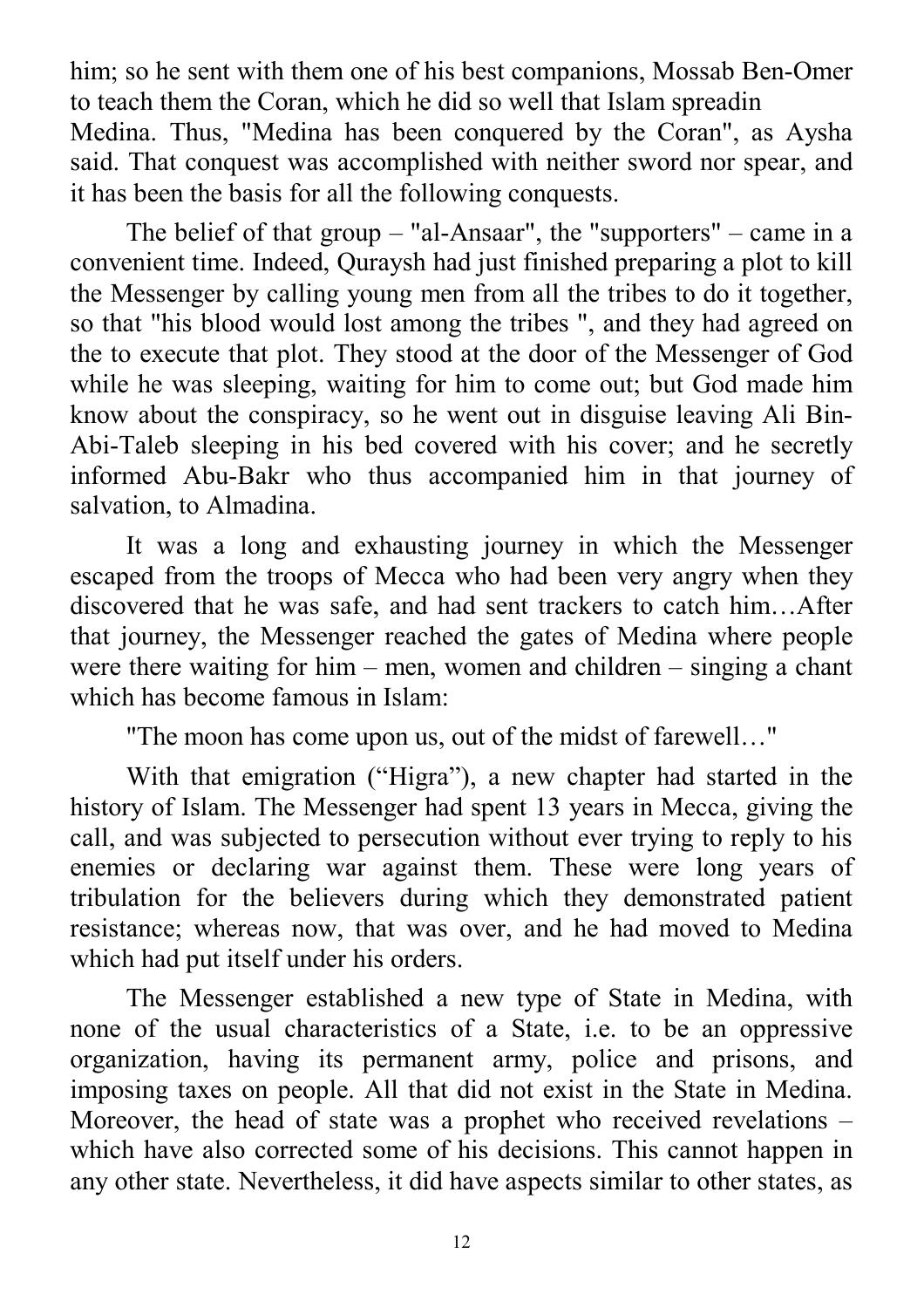him; so he sent with them one of his best companions, Mossab Ben-Omer to teach them the Coran, which he did so well that Islam spreadin Medina. Thus, "Medina has been conquered by the Coran", as Aysha said. That conquest was accomplished with neither sword nor spear, and it has been the basis for all the following conquests.

The belief of that group – "al-Ansaar", the "supporters" – came in a convenient time. Indeed, Quraysh had just finished preparing a plot to kill the Messenger by calling young men from all the tribes to do it together, so that "his blood would lost among the tribes ", and they had agreed on the to execute that plot. They stood at the door of the Messenger of God while he was sleeping, waiting for him to come out; but God made him know about the conspiracy, so he went out in disguise leaving Ali Bin-Abi-Taleb sleeping in his bed covered with his cover; and he secretly informed Abu-Bakr who thus accompanied him in that journey of salvation, to Almadina.

It was a long and exhausting journey in which the Messenger escaped from the troops of Mecca who had been very angry when they discovered that he was safe, and had sent trackers to catch him…After that journey, the Messenger reached the gates of Medina where people were there waiting for him – men, women and children – singing a chant which has become famous in Islam:

"The moon has come upon us, out of the midst of farewell…"

With that emigration ("Higra"), a new chapter had started in the history of Islam. The Messenger had spent 13 years in Mecca, giving the call, and was subjected to persecution without ever trying to reply to his enemies or declaring war against them. These were long years of tribulation for the believers during which they demonstrated patient resistance; whereas now, that was over, and he had moved to Medina which had put itself under his orders.

The Messenger established a new type of State in Medina, with none of the usual characteristics of a State, i.e. to be an oppressive organization, having its permanent army, police and prisons, and imposing taxes on people. All that did not exist in the State in Medina. Moreover, the head of state was a prophet who received revelations – which have also corrected some of his decisions. This cannot happen in any other state. Nevertheless, it did have aspects similar to other states, as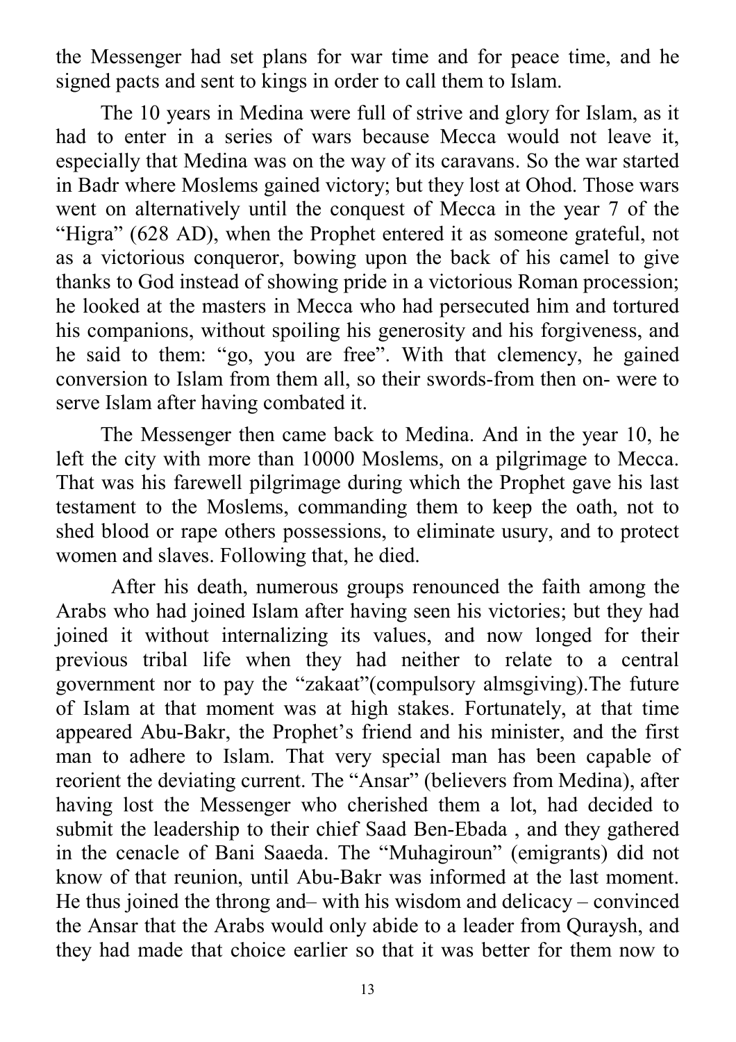the Messenger had set plans for war time and for peace time, and he signed pacts and sent to kings in order to call them to Islam.

The 10 years in Medina were full of strive and glory for Islam, as it had to enter in a series of wars because Mecca would not leave it, especially that Medina was on the way of its caravans. So the war started in Badr where Moslems gained victory; but they lost at Ohod. Those wars went on alternatively until the conquest of Mecca in the year 7 of the "Higra" (628 AD), when the Prophet entered it as someone grateful, not as a victorious conqueror, bowing upon the back of his camel to give thanks to God instead of showing pride in a victorious Roman procession; he looked at the masters in Mecca who had persecuted him and tortured his companions, without spoiling his generosity and his forgiveness, and he said to them: "go, you are free". With that clemency, he gained conversion to Islam from them all, so their swords-from then on- were to serve Islam after having combated it.

The Messenger then came back to Medina. And in the year 10, he left the city with more than 10000 Moslems, on a pilgrimage to Mecca. That was his farewell pilgrimage during which the Prophet gave his last testament to the Moslems, commanding them to keep the oath, not to shed blood or rape others possessions, to eliminate usury, and to protect women and slaves. Following that, he died.

After his death, numerous groups renounced the faith among the Arabs who had joined Islam after having seen his victories; but they had joined it without internalizing its values, and now longed for their previous tribal life when they had neither to relate to a central government nor to pay the "zakaat"(compulsory almsgiving).The future of Islam at that moment was at high stakes. Fortunately, at that time appeared Abu-Bakr, the Prophet's friend and his minister, and the first man to adhere to Islam. That very special man has been capable of reorient the deviating current. The "Ansar" (believers from Medina), after having lost the Messenger who cherished them a lot, had decided to submit the leadership to their chief Saad Ben-Ebada , and they gathered in the cenacle of Bani Saaeda. The "Muhagiroun" (emigrants) did not know of that reunion, until Abu-Bakr was informed at the last moment. He thus joined the throng and– with his wisdom and delicacy – convinced the Ansar that the Arabs would only abide to a leader from Quraysh, and they had made that choice earlier so that it was better for them now to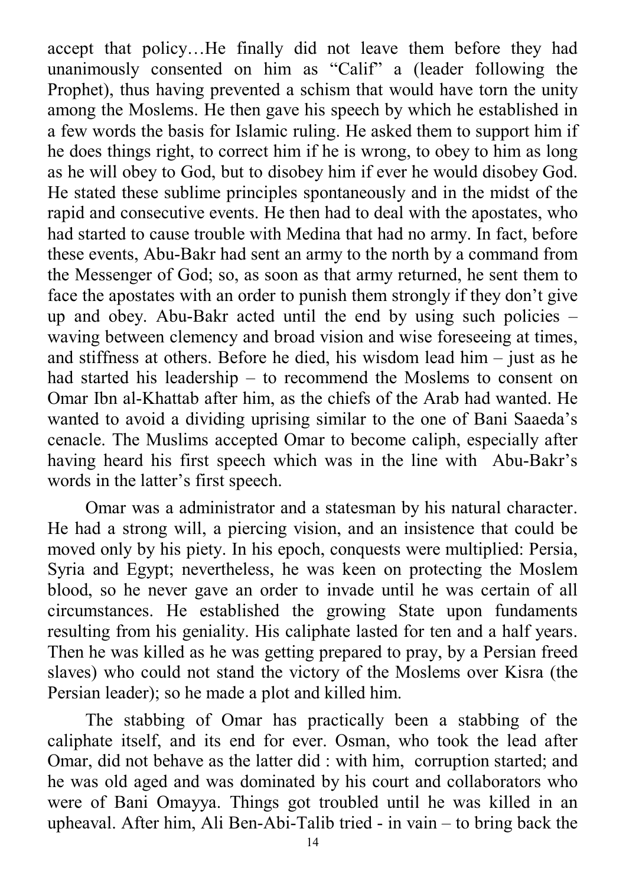accept that policy…He finally did not leave them before they had unanimously consented on him as "Calif" a (leader following the Prophet), thus having prevented a schism that would have torn the unity among the Moslems. He then gave his speech by which he established in a few words the basis for Islamic ruling. He asked them to support him if he does things right, to correct him if he is wrong, to obey to him as long as he will obey to God, but to disobey him if ever he would disobey God. He stated these sublime principles spontaneously and in the midst of the rapid and consecutive events. He then had to deal with the apostates, who had started to cause trouble with Medina that had no army. In fact, before these events, Abu-Bakr had sent an army to the north by a command from the Messenger of God; so, as soon as that army returned, he sent them to face the apostates with an order to punish them strongly if they don't give up and obey. Abu-Bakr acted until the end by using such policies – waving between clemency and broad vision and wise foreseeing at times, and stiffness at others. Before he died, his wisdom lead him – just as he had started his leadership – to recommend the Moslems to consent on Omar Ibn al-Khattab after him, as the chiefs of the Arab had wanted. He wanted to avoid a dividing uprising similar to the one of Bani Saaeda's cenacle. The Muslims accepted Omar to become caliph, especially after having heard his first speech which was in the line with Abu-Bakr's words in the latter's first speech.

Omar was a administrator and a statesman by his natural character. He had a strong will, a piercing vision, and an insistence that could be moved only by his piety. In his epoch, conquests were multiplied: Persia, Syria and Egypt; nevertheless, he was keen on protecting the Moslem blood, so he never gave an order to invade until he was certain of all circumstances. He established the growing State upon fundaments resulting from his geniality. His caliphate lasted for ten and a half years. Then he was killed as he was getting prepared to pray, by a Persian freed slaves) who could not stand the victory of the Moslems over Kisra (the Persian leader); so he made a plot and killed him.

The stabbing of Omar has practically been a stabbing of the caliphate itself, and its end for ever. Osman, who took the lead after Omar, did not behave as the latter did : with him, corruption started; and he was old aged and was dominated by his court and collaborators who were of Bani Omayya. Things got troubled until he was killed in an upheaval. After him, Ali Ben-Abi-Talib tried - in vain – to bring back the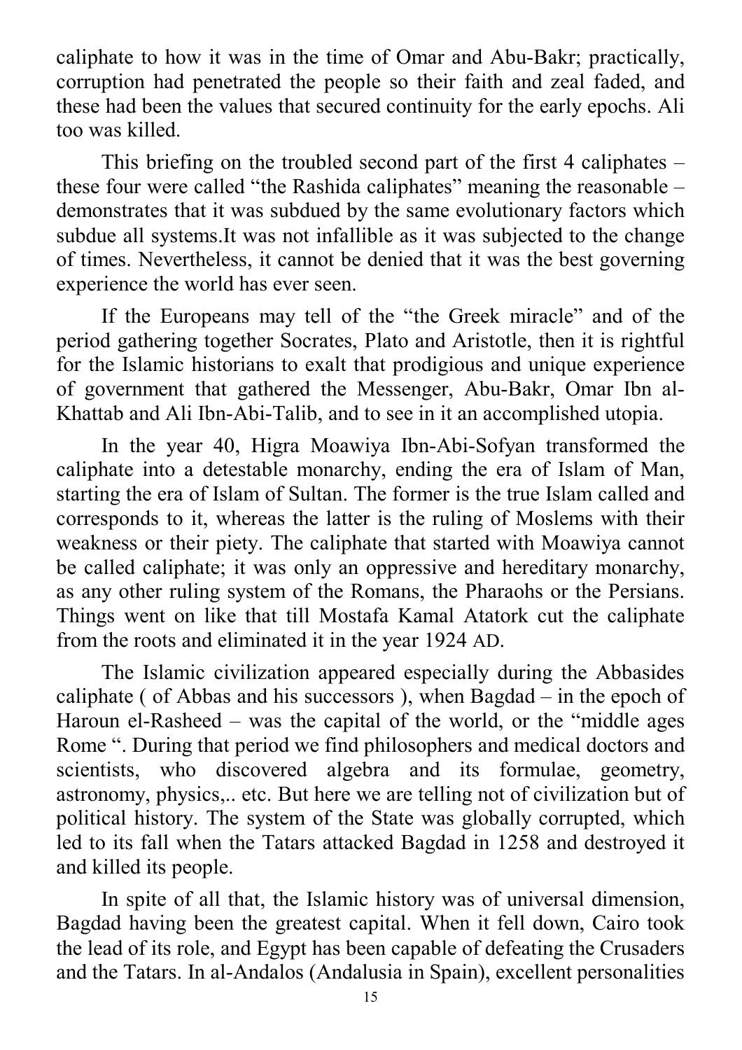caliphate to how it was in the time of Omar and Abu-Bakr; practically, corruption had penetrated the people so their faith and zeal faded, and these had been the values that secured continuity for the early epochs. Ali too was killed.

This briefing on the troubled second part of the first 4 caliphates – these four were called "the Rashida caliphates" meaning the reasonable – demonstrates that it was subdued by the same evolutionary factors which subdue all systems.It was not infallible as it was subjected to the change of times. Nevertheless, it cannot be denied that it was the best governing experience the world has ever seen.

If the Europeans may tell of the "the Greek miracle" and of the period gathering together Socrates, Plato and Aristotle, then it is rightful for the Islamic historians to exalt that prodigious and unique experience of government that gathered the Messenger, Abu-Bakr, Omar Ibn al-Khattab and Ali Ibn-Abi-Talib, and to see in it an accomplished utopia.

In the year 40, Higra Moawiya Ibn-Abi-Sofyan transformed the caliphate into a detestable monarchy, ending the era of Islam of Man, starting the era of Islam of Sultan. The former is the true Islam called and corresponds to it, whereas the latter is the ruling of Moslems with their weakness or their piety. The caliphate that started with Moawiya cannot be called caliphate; it was only an oppressive and hereditary monarchy, as any other ruling system of the Romans, the Pharaohs or the Persians. Things went on like that till Mostafa Kamal Atatork cut the caliphate from the roots and eliminated it in the year 1924 AD.

The Islamic civilization appeared especially during the Abbasides caliphate ( of Abbas and his successors ), when Bagdad – in the epoch of Haroun el-Rasheed – was the capital of the world, or the "middle ages Rome ". During that period we find philosophers and medical doctors and scientists, who discovered algebra and its formulae, geometry, astronomy, physics,.. etc. But here we are telling not of civilization but of political history. The system of the State was globally corrupted, which led to its fall when the Tatars attacked Bagdad in 1258 and destroyed it and killed its people.

In spite of all that, the Islamic history was of universal dimension, Bagdad having been the greatest capital. When it fell down, Cairo took the lead of its role, and Egypt has been capable of defeating the Crusaders and the Tatars. In al-Andalos (Andalusia in Spain), excellent personalities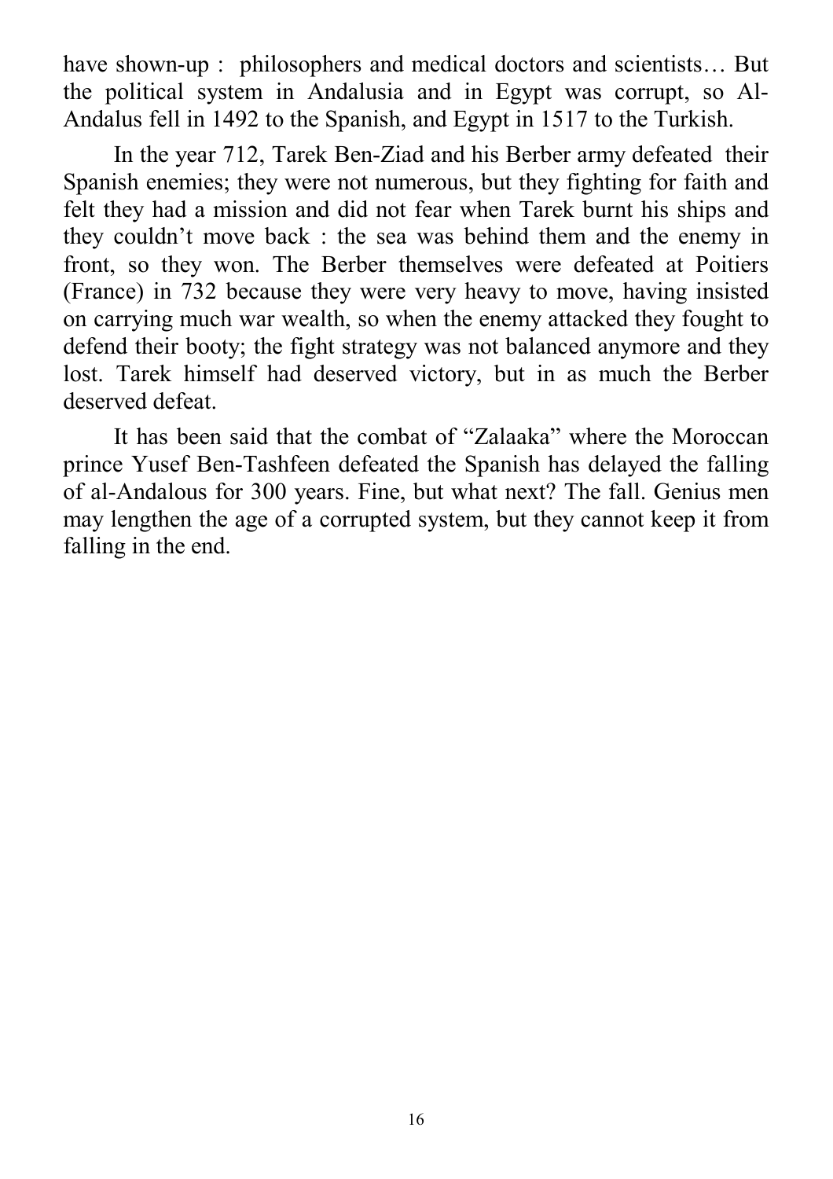have shown-up : philosophers and medical doctors and scientists… But the political system in Andalusia and in Egypt was corrupt, so Al-Andalus fell in 1492 to the Spanish, and Egypt in 1517 to the Turkish.

In the year 712, Tarek Ben-Ziad and his Berber army defeated their Spanish enemies; they were not numerous, but they fighting for faith and felt they had a mission and did not fear when Tarek burnt his ships and they couldn't move back : the sea was behind them and the enemy in front, so they won. The Berber themselves were defeated at Poitiers (France) in 732 because they were very heavy to move, having insisted on carrying much war wealth, so when the enemy attacked they fought to defend their booty; the fight strategy was not balanced anymore and they lost. Tarek himself had deserved victory, but in as much the Berber deserved defeat.

It has been said that the combat of "Zalaaka" where the Moroccan prince Yusef Ben-Tashfeen defeated the Spanish has delayed the falling of al-Andalous for 300 years. Fine, but what next? The fall. Genius men may lengthen the age of a corrupted system, but they cannot keep it from falling in the end.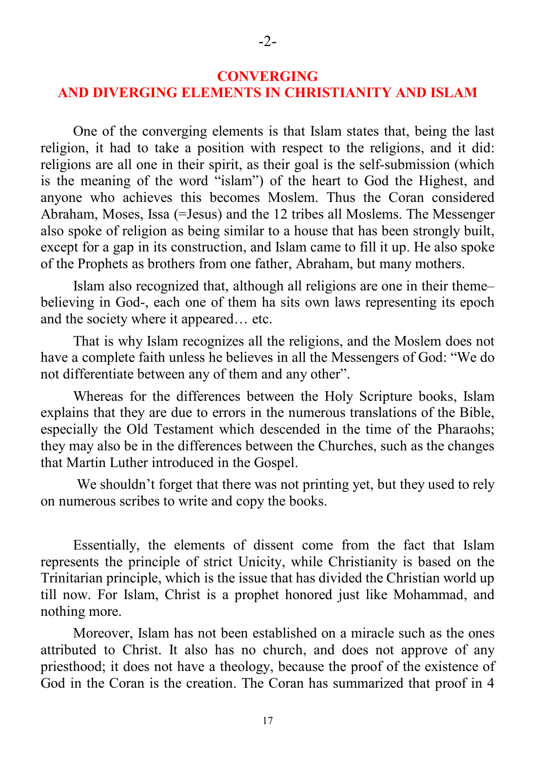## CONVERGING AND DIVERGING ELEMENTS IN CHRISTIANITY AND ISLAM

One of the converging elements is that Islam states that, being the last religion, it had to take a position with respect to the religions, and it did: religions are all one in their spirit, as their goal is the self-submission (which is the meaning of the word "islam") of the heart to God the Highest, and anyone who achieves this becomes Moslem. Thus the Coran considered Abraham, Moses, Issa (=Jesus) and the 12 tribes all Moslems. The Messenger also spoke of religion as being similar to a house that has been strongly built, except for a gap in its construction, and Islam came to fill it up. He also spoke of the Prophets as brothers from one father, Abraham, but many mothers.

Islam also recognized that, although all religions are one in their theme– believing in God-, each one of them ha sits own laws representing its epoch and the society where it appeared… etc.

That is why Islam recognizes all the religions, and the Moslem does not have a complete faith unless he believes in all the Messengers of God: "We do not differentiate between any of them and any other".

Whereas for the differences between the Holy Scripture books, Islam explains that they are due to errors in the numerous translations of the Bible, especially the Old Testament which descended in the time of the Pharaohs; they may also be in the differences between the Churches, such as the changes that Martin Luther introduced in the Gospel.

We shouldn't forget that there was not printing yet, but they used to rely on numerous scribes to write and copy the books.

Essentially, the elements of dissent come from the fact that Islam represents the principle of strict Unicity, while Christianity is based on the Trinitarian principle, which is the issue that has divided the Christian world up till now. For Islam, Christ is a prophet honored just like Mohammad, and nothing more.

Moreover, Islam has not been established on a miracle such as the ones attributed to Christ. It also has no church, and does not approve of any priesthood; it does not have a theology, because the proof of the existence of God in the Coran is the creation. The Coran has summarized that proof in 4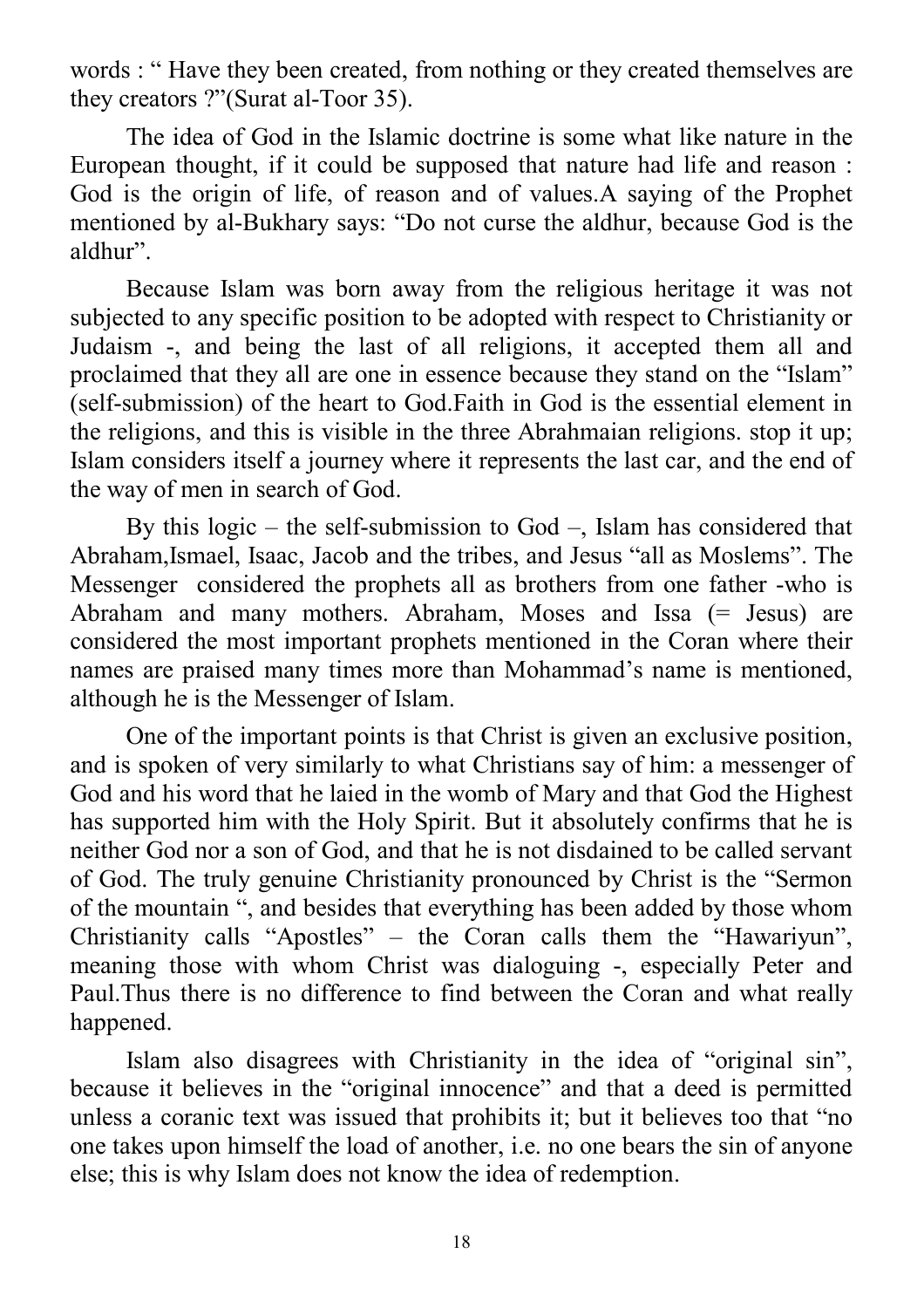words : " Have they been created, from nothing or they created themselves are they creators ?"(Surat al-Toor 35).

The idea of God in the Islamic doctrine is some what like nature in the European thought, if it could be supposed that nature had life and reason : God is the origin of life, of reason and of values.A saying of the Prophet mentioned by al-Bukhary says: "Do not curse the aldhur, because God is the aldhur".

Because Islam was born away from the religious heritage it was not subjected to any specific position to be adopted with respect to Christianity or Judaism -, and being the last of all religions, it accepted them all and proclaimed that they all are one in essence because they stand on the "Islam" (self-submission) of the heart to God.Faith in God is the essential element in the religions, and this is visible in the three Abrahmaian religions. stop it up; Islam considers itself a journey where it represents the last car, and the end of the way of men in search of God.

By this logic – the self-submission to God –, Islam has considered that Abraham,Ismael, Isaac, Jacob and the tribes, and Jesus "all as Moslems". The Messenger considered the prophets all as brothers from one father -who is Abraham and many mothers. Abraham, Moses and Issa (= Jesus) are considered the most important prophets mentioned in the Coran where their names are praised many times more than Mohammad's name is mentioned, although he is the Messenger of Islam.

One of the important points is that Christ is given an exclusive position, and is spoken of very similarly to what Christians say of him: a messenger of God and his word that he laied in the womb of Mary and that God the Highest has supported him with the Holy Spirit. But it absolutely confirms that he is neither God nor a son of God, and that he is not disdained to be called servant of God. The truly genuine Christianity pronounced by Christ is the "Sermon of the mountain ", and besides that everything has been added by those whom Christianity calls "Apostles" – the Coran calls them the "Hawariyun", meaning those with whom Christ was dialoguing -, especially Peter and Paul.Thus there is no difference to find between the Coran and what really happened.

Islam also disagrees with Christianity in the idea of "original sin", because it believes in the "original innocence" and that a deed is permitted unless a coranic text was issued that prohibits it; but it believes too that "no one takes upon himself the load of another, i.e. no one bears the sin of anyone else; this is why Islam does not know the idea of redemption.